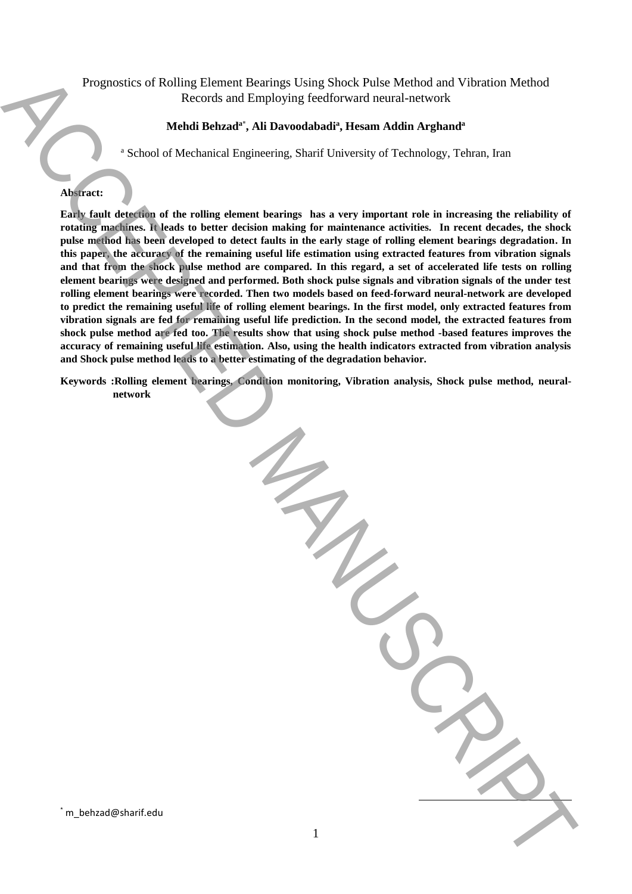# Prognostics of Rolling Element Bearings Using Shock Pulse Method and Vibration Method Records and Employing feedforward neural-network

**Mehdi Behzad[a*], Ali Davoodabadi[a], Hesam Addin Arghand[a]**

[a] School of Mechanical Engineering, Sharif University of Technology, Tehran, Iran

**Abstract:**

**Early fault detection of the rolling element bearings has a very important role in increasing the reliability of rotating machines. It leads to better decision making for maintenance activities. In recent decades, the shock pulse method has been developed to detect faults in the early stage of rolling element bearings degradation. In this paper, the accuracy of the remaining useful life estimation using extracted features from vibration signals and that from the shock pulse method are compared. In this regard, a set of accelerated life tests on rolling element bearings were designed and performed. Both shock pulse signals and vibration signals of the under test rolling element bearings were recorded. Then two models based on feed-forward neural-network are developed to predict the remaining useful life of rolling element bearings. In the first model, only extracted features from vibration signals are fed for remaining useful life prediction. In the second model, the extracted features from shock pulse method are fed too. The results show that using shock pulse method -based features improves the accuracy of remaining useful life estimation. Also, using the health indicators extracted from vibration analysis and Shock pulse method leads to a better estimating of the degradation behavior.**

**Keywords :Rolling element bearings, Condition monitoring, Vibration analysis, Shock pulse method, neural-network**

[*] m_behzad@sharif.edu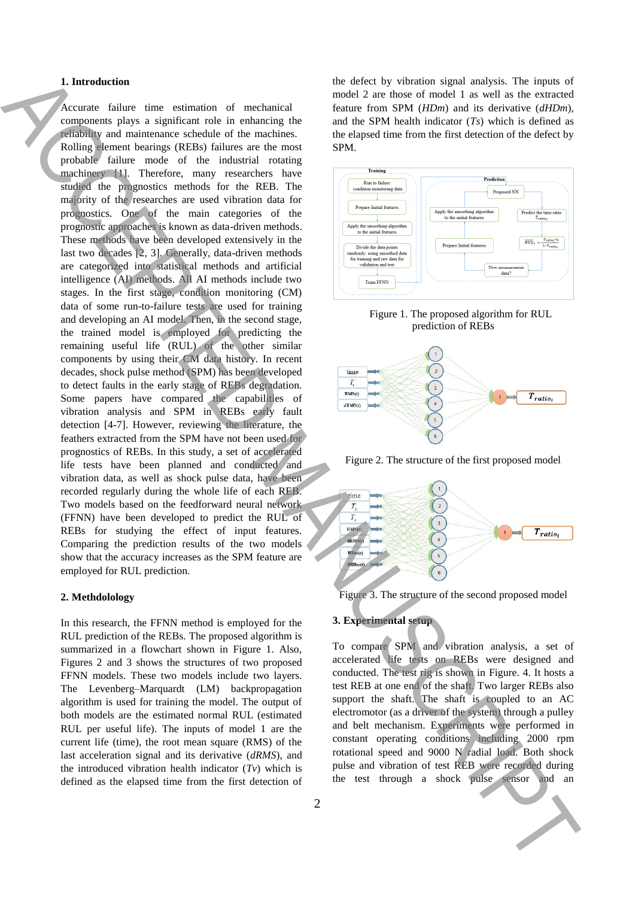## 1. Introduction

Accurate failure time estimation of mechanical components plays a significant role in enhancing the reliability and maintenance schedule of the machines. Rolling element bearings (REBs) failures are the most probable failure mode of the industrial rotating machinery [1]. Therefore, many researchers have studied the prognostics methods for the REB. The majority of the researches are used vibration data for prognostics. One of the main categories of the prognostic approaches is known as data-driven methods. These methods have been developed extensively in the last two decades [2, 3]. Generally, data-driven methods are categorized into statistical methods and artificial intelligence (AI) methods. All AI methods include two stages. In the first stage, condition monitoring (CM) data of some run-to-failure tests are used for training and developing an AI model. Then, in the second stage, the trained model is employed for predicting the remaining useful life (RUL) of the other similar components by using their CM data history. In recent decades, shock pulse method (SPM) has been developed to detect faults in the early stage of REBs degradation. Some papers have compared the capabilities of vibration analysis and SPM in REBs early fault detection [4-7]. However, reviewing the literature, the feathers extracted from the SPM have not been used for prognostics of REBs. In this study, a set of accelerated life tests have been planned and conducted and vibration data, as well as shock pulse data, have been recorded regularly during the whole life of each REB. Two models based on the feedforward neural network (FFNN) have been developed to predict the RUL of REBs for studying the effect of input features. Comparing the prediction results of the two models show that the accuracy increases as the SPM feature are employed for RUL prediction.

## 2. Methdolology

In this research, the FFNN method is employed for the RUL prediction of the REBs. The proposed algorithm is summarized in a flowchart shown in Figure 1. Also, Figures 2 and 3 shows the structures of two proposed FFNN models. These two models include two layers. The Levenberg–Marquardt (LM) backpropagation algorithm is used for training the model. The output of both models are the estimated normal RUL (estimated RUL per useful life). The inputs of model 1 are the current life (time), the root mean square (RMS) of the last acceleration signal and its derivative (*dRMS*), and the introduced vibration health indicator (*Tv*) which is defined as the elapsed time from the first detection of the defect by vibration signal analysis. The inputs of model 2 are those of model 1 as well as the extracted feature from SPM (*HDm*) and its derivative (*dHDm*), and the SPM health indicator (*Ts*) which is defined as the elapsed time from the first detection of the defect by SPM.

Figure 1. The proposed algorithm for RUL prediction of REBs

Figure 2. The structure of the first proposed model

Figure 3. The structure of the second proposed model

## 3. Experimental setup

To compare SPM and vibration analysis, a set of accelerated life tests on REBs were designed and conducted. The test rig is shown in Figure. 4. It hosts a test REB at one end of the shaft. Two larger REBs also support the shaft. The shaft is coupled to an AC electromotor (as a driver of the system) through a pulley and belt mechanism. Experiments were performed in constant operating conditions including 2000 rpm rotational speed and 9000 N radial load. Both shock pulse and vibration of test REB were recorded during the test through a shock pulse sensor and an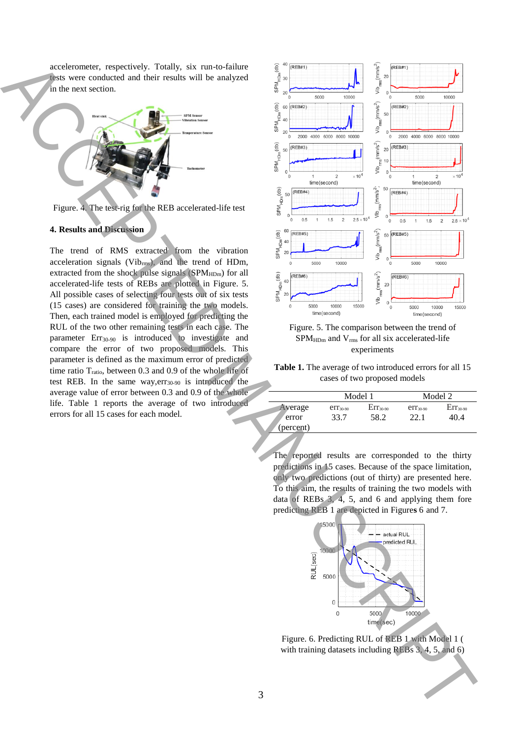accelerometer, respectively. Totally, six run-to-failure tests were conducted and their results will be analyzed in the next section.

Figure. 4. The test-rig for the REB accelerated-life test

## 4. Results and Discussion

The trend of RMS extracted from the vibration acceleration signals ($Vib_{rms}$), and the trend of HDm, extracted from the shock pulse signals ($SPM_{HDm}$) for all accelerated-life tests of REBs are plotted in Figure. 5. All possible cases of selecting four tests out of six tests (15 cases) are considered for training the two models. Then, each trained model is employed for predicting the RUL of the two other remaining tests in each case. The parameter $Err_{30\text{-}90}$ is introduced to investigate and compare the error of two proposed models. This parameter is defined as the maximum error of predicted time ratio $T_{ratio}$, between 0.3 and 0.9 of the whole life of test REB. In the same way, $err_{30\text{-}90}$ is introduced the average value of error between 0.3 and 0.9 of the whole life. Table 1 reports the average of two introduced errors for all 15 cases for each model.

Figure. 5. The comparison between the trend of $SPM_{HDm}$ and $V_{rms}$ for all six accelerated-life experiments

**Table 1.** The average of two introduced errors for all 15 cases of two proposed models

| | Model 1 | | Model 2 | |
|---|---|---|---|---|
| Average error (percent) | $err_{30\text{-}90}$ | $Err_{30\text{-}90}$ | $err_{30\text{-}90}$ | $Err_{30\text{-}90}$ |
| | 33.7 | 58.2 | 22.1 | 40.4 |

The reported results are corresponded to the thirty predictions in 15 cases. Because of the space limitation, only two predictions (out of thirty) are presented here. To this aim, the results of training the two models with data of REBs 3, 4, 5, and 6 and applying them fore predicting REB 1 are depicted in Figures 6 and 7.

Figure. 6. Predicting RUL of REB 1 with Model 1 ( with training datasets including REBs 3, 4, 5, and 6)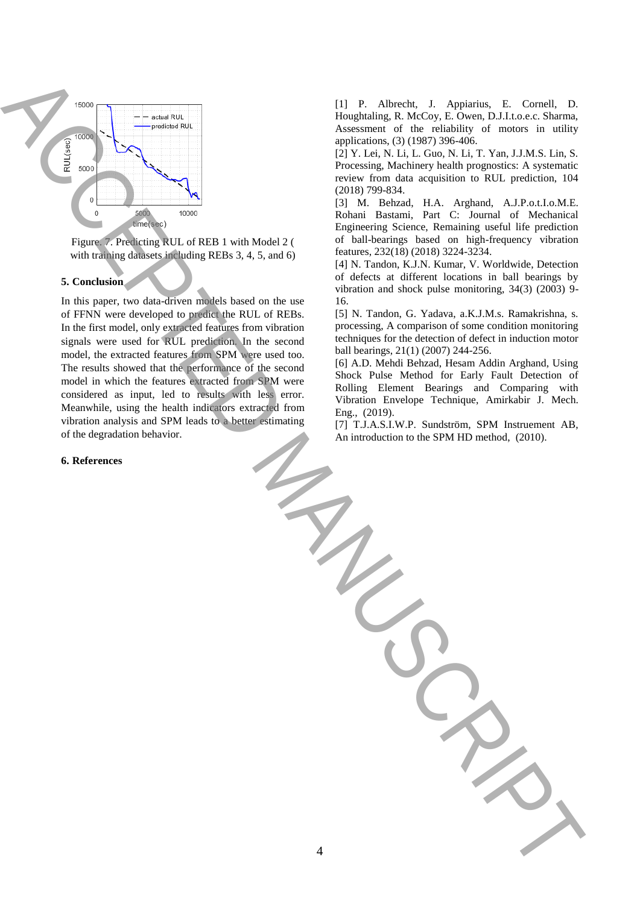15000
actual RUL
predicted RUL
10000
RUL(sec)
5000
0
0
5000
10000
time(sec)

Figure. 7. Predicting RUL of REB 1 with Model 2 ( with training datasets including REBs 3, 4, 5, and 6)

## 5. Conclusion

In this paper, two data-driven models based on the use of FFNN were developed to predict the RUL of REBs. In the first model, only extracted features from vibration signals were used for RUL prediction. In the second model, the extracted features from SPM were used too. The results showed that the performance of the second model in which the features extracted from SPM were considered as input, led to results with less error. Meanwhile, using the health indicators extracted from vibration analysis and SPM leads to a better estimating of the degradation behavior.

## 6. References

[1] P. Albrecht, J. Appiarius, E. Cornell, D. Houghtaling, R. McCoy, E. Owen, D.J.I.t.o.e.c. Sharma, Assessment of the reliability of motors in utility applications, (3) (1987) 396-406.

[2] Y. Lei, N. Li, L. Guo, N. Li, T. Yan, J.J.M.S. Lin, S. Processing, Machinery health prognostics: A systematic review from data acquisition to RUL prediction, 104 (2018) 799-834.

[3] M. Behzad, H.A. Arghand, A.J.P.o.t.I.o.M.E. Rohani Bastami, Part C: Journal of Mechanical Engineering Science, Remaining useful life prediction of ball-bearings based on high-frequency vibration features, 232(18) (2018) 3224-3234.

[4] N. Tandon, K.J.N. Kumar, V. Worldwide, Detection of defects at different locations in ball bearings by vibration and shock pulse monitoring, 34(3) (2003) 9-16.

[5] N. Tandon, G. Yadava, a.K.J.M.s. Ramakrishna, s. processing, A comparison of some condition monitoring techniques for the detection of defect in induction motor ball bearings, 21(1) (2007) 244-256.

[6] A.D. Mehdi Behzad, Hesam Addin Arghand, Using Shock Pulse Method for Early Fault Detection of Rolling Element Bearings and Comparing with Vibration Envelope Technique, Amirkabir J. Mech. Eng., (2019).

[7] T.J.A.S.I.W.P. Sundström, SPM Instruement AB, An introduction to the SPM HD method, (2010).